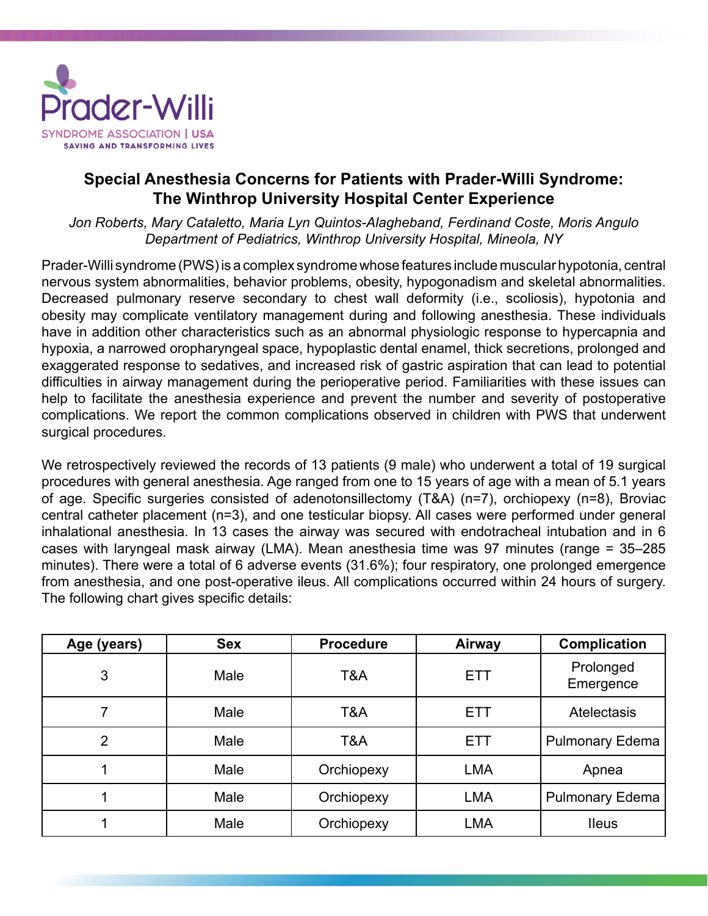Prader-Willi

SYNDROME ASSOCIATION | USA

SAVING AND TRANSFORMING LIVES

# Special Anesthesia Concerns for Patients with Prader-Willi Syndrome: The Winthrop University Hospital Center Experience

*Jon Roberts, Mary Cataletto, Maria Lyn Quintos-Alagheband, Ferdinand Coste, Moris Angulo*
*Department of Pediatrics, Winthrop University Hospital, Mineola, NY*

Prader-Willi syndrome (PWS) is a complex syndrome whose features include muscular hypotonia, central nervous system abnormalities, behavior problems, obesity, hypogonadism and skeletal abnormalities. Decreased pulmonary reserve secondary to chest wall deformity (i.e., scoliosis), hypotonia and obesity may complicate ventilatory management during and following anesthesia. These individuals have in addition other characteristics such as an abnormal physiologic response to hypercapnia and hypoxia, a narrowed oropharyngeal space, hypoplastic dental enamel, thick secretions, prolonged and exaggerated response to sedatives, and increased risk of gastric aspiration that can lead to potential difficulties in airway management during the perioperative period. Familiarities with these issues can help to facilitate the anesthesia experience and prevent the number and severity of postoperative complications. We report the common complications observed in children with PWS that underwent surgical procedures.

We retrospectively reviewed the records of 13 patients (9 male) who underwent a total of 19 surgical procedures with general anesthesia. Age ranged from one to 15 years of age with a mean of 5.1 years of age. Specific surgeries consisted of adenotonsillectomy (T&A) (n=7), orchiopexy (n=8), Broviac central catheter placement (n=3), and one testicular biopsy. All cases were performed under general inhalational anesthesia. In 13 cases the airway was secured with endotracheal intubation and in 6 cases with laryngeal mask airway (LMA). Mean anesthesia time was 97 minutes (range = 35–285 minutes). There were a total of 6 adverse events (31.6%); four respiratory, one prolonged emergence from anesthesia, and one post-operative ileus. All complications occurred within 24 hours of surgery. The following chart gives specific details:

| Age (years) | Sex | Procedure | Airway | Complication |
|---|---|---|---|---|
| 3 | Male | T&A | ETT | Prolonged Emergence |
| 7 | Male | T&A | ETT | Atelectasis |
| 2 | Male | T&A | ETT | Pulmonary Edema |
| 1 | Male | Orchiopexy | LMA | Apnea |
| 1 | Male | Orchiopexy | LMA | Pulmonary Edema |
| 1 | Male | Orchiopexy | LMA | Ileus |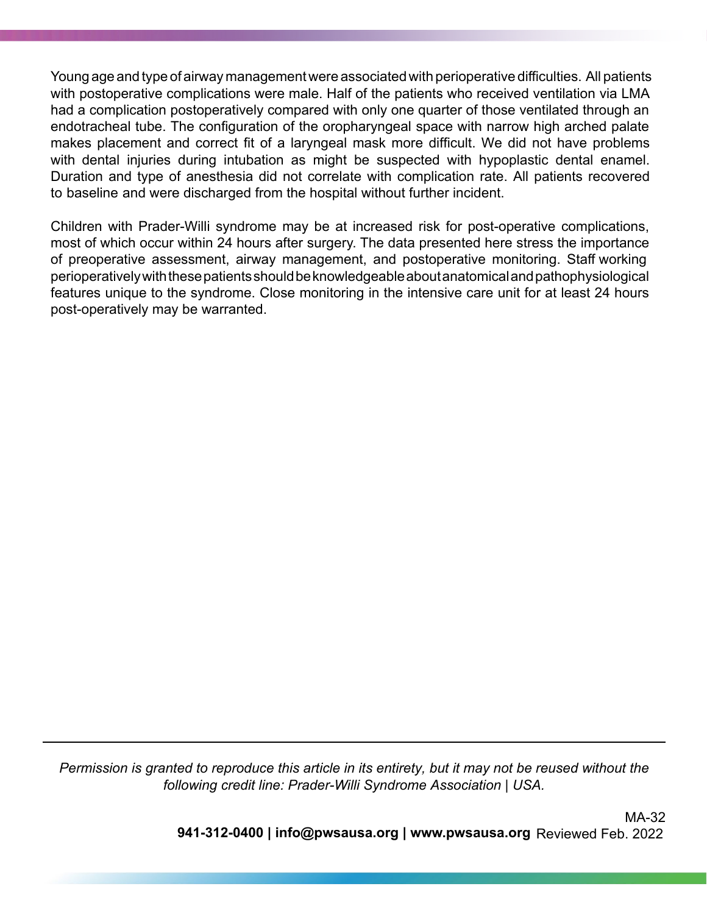Young age and type of airway management were associated with perioperative difficulties. All patients with postoperative complications were male. Half of the patients who received ventilation via LMA had a complication postoperatively compared with only one quarter of those ventilated through an endotracheal tube. The configuration of the oropharyngeal space with narrow high arched palate makes placement and correct fit of a laryngeal mask more difficult. We did not have problems with dental injuries during intubation as might be suspected with hypoplastic dental enamel. Duration and type of anesthesia did not correlate with complication rate. All patients recovered to baseline and were discharged from the hospital without further incident.

Children with Prader-Willi syndrome may be at increased risk for post-operative complications, most of which occur within 24 hours after surgery. The data presented here stress the importance of preoperative assessment, airway management, and postoperative monitoring. Staff working perioperatively with these patients should be knowledgeable about anatomical and pathophysiological features unique to the syndrome. Close monitoring in the intensive care unit for at least 24 hours post-operatively may be warranted.

---

*Permission is granted to reproduce this article in its entirety, but it may not be reused without the following credit line: Prader-Willi Syndrome Association | USA.*

MA-32

**941-312-0400 | info@pwsausa.org | www.pwsausa.org** Reviewed Feb. 2022